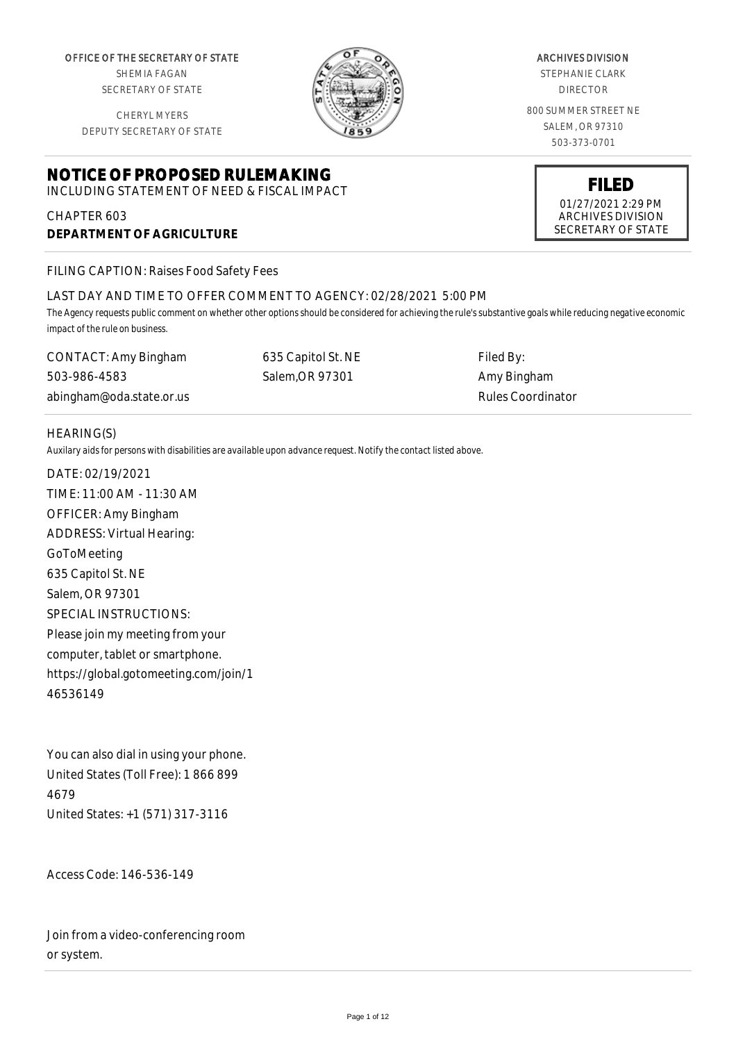OFFICE OF THE SECRETARY OF STATE
SHEMIA FAGAN
SECRETARY OF STATE

CHERYL MYERS
DEPUTY SECRETARY OF STATE

ARCHIVES DIVISION
STEPHANIE CLARK
DIRECTOR

800 SUMMER STREET NE
SALEM, OR 97310
503-373-0701

# NOTICE OF PROPOSED RULEMAKING

INCLUDING STATEMENT OF NEED & FISCAL IMPACT

**FILED**
01/27/2021 2:29 PM
ARCHIVES DIVISION
SECRETARY OF STATE

CHAPTER 603
**DEPARTMENT OF AGRICULTURE**

FILING CAPTION: Raises Food Safety Fees

LAST DAY AND TIME TO OFFER COMMENT TO AGENCY: 02/28/2021 5:00 PM

The Agency requests public comment on whether other options should be considered for achieving the rule's substantive goals while reducing negative economic impact of the rule on business.

CONTACT: Amy Bingham
503-986-4583
abingham@oda.state.or.us

635 Capitol St. NE
Salem,OR 97301

Filed By:
Amy Bingham
Rules Coordinator

HEARING(S)

Auxilary aids for persons with disabilities are available upon advance request. Notify the contact listed above.

DATE: 02/19/2021
TIME: 11:00 AM - 11:30 AM
OFFICER: Amy Bingham
ADDRESS: Virtual Hearing:
GoToMeeting
635 Capitol St. NE
Salem, OR 97301
SPECIAL INSTRUCTIONS:
Please join my meeting from your computer, tablet or smartphone.
https://global.gotomeeting.com/join/146536149

You can also dial in using your phone.
United States (Toll Free): 1 866 899 4679
United States: +1 (571) 317-3116

Access Code: 146-536-149

Join from a video-conferencing room or system.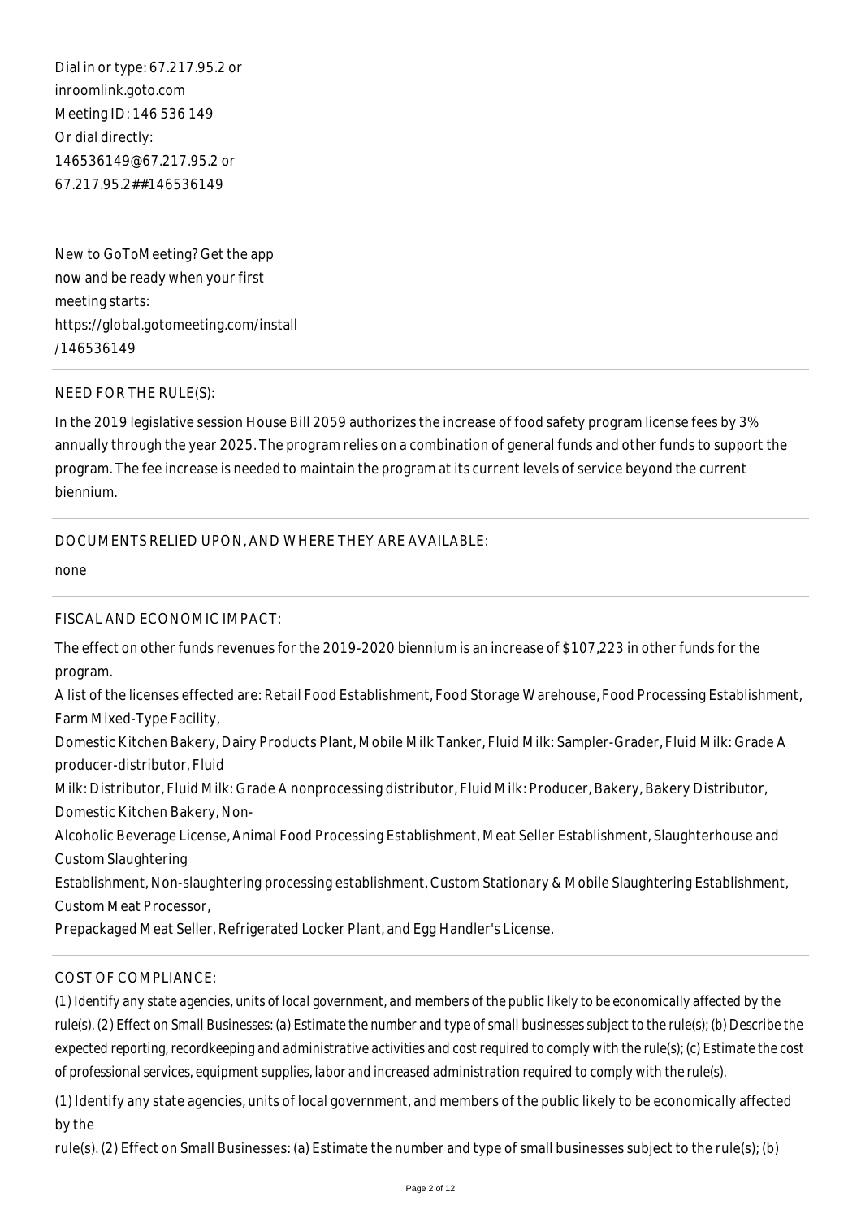Dial in or type: 67.217.95.2 or
inroomlink.goto.com
Meeting ID: 146 536 149
Or dial directly:
146536149@67.217.95.2 or
67.217.95.2##146536149

New to GoToMeeting? Get the app
now and be ready when your first
meeting starts:
https://global.gotomeeting.com/install
/146536149

NEED FOR THE RULE(S):

In the 2019 legislative session House Bill 2059 authorizes the increase of food safety program license fees by 3% annually through the year 2025. The program relies on a combination of general funds and other funds to support the program. The fee increase is needed to maintain the program at its current levels of service beyond the current biennium.

DOCUMENTS RELIED UPON, AND WHERE THEY ARE AVAILABLE:

none

FISCAL AND ECONOMIC IMPACT:

The effect on other funds revenues for the 2019-2020 biennium is an increase of $107,223 in other funds for the program.

A list of the licenses effected are: Retail Food Establishment, Food Storage Warehouse, Food Processing Establishment, Farm Mixed-Type Facility,
Domestic Kitchen Bakery, Dairy Products Plant, Mobile Milk Tanker, Fluid Milk: Sampler-Grader, Fluid Milk: Grade A producer-distributor, Fluid
Milk: Distributor, Fluid Milk: Grade A nonprocessing distributor, Fluid Milk: Producer, Bakery, Bakery Distributor, Domestic Kitchen Bakery, Non-
Alcoholic Beverage License, Animal Food Processing Establishment, Meat Seller Establishment, Slaughterhouse and Custom Slaughtering
Establishment, Non-slaughtering processing establishment, Custom Stationary & Mobile Slaughtering Establishment, Custom Meat Processor,
Prepackaged Meat Seller, Refrigerated Locker Plant, and Egg Handler's License.

COST OF COMPLIANCE:

*(1) Identify any state agencies, units of local government, and members of the public likely to be economically affected by the rule(s). (2) Effect on Small Businesses: (a) Estimate the number and type of small businesses subject to the rule(s); (b) Describe the expected reporting, recordkeeping and administrative activities and cost required to comply with the rule(s); (c) Estimate the cost of professional services, equipment supplies, labor and increased administration required to comply with the rule(s).*

(1) Identify any state agencies, units of local government, and members of the public likely to be economically affected by the
rule(s). (2) Effect on Small Businesses: (a) Estimate the number and type of small businesses subject to the rule(s); (b)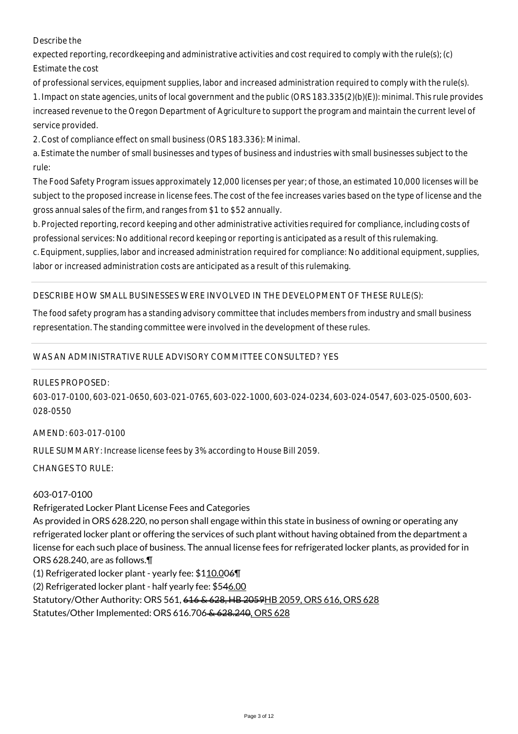Describe the expected reporting, recordkeeping and administrative activities and cost required to comply with the rule(s); (c) Estimate the cost of professional services, equipment supplies, labor and increased administration required to comply with the rule(s).

1. Impact on state agencies, units of local government and the public (ORS 183.335(2)(b)(E)): minimal. This rule provides increased revenue to the Oregon Department of Agriculture to support the program and maintain the current level of service provided.

2. Cost of compliance effect on small business (ORS 183.336): Minimal.

a. Estimate the number of small businesses and types of business and industries with small businesses subject to the rule:

The Food Safety Program issues approximately 12,000 licenses per year; of those, an estimated 10,000 licenses will be subject to the proposed increase in license fees. The cost of the fee increases varies based on the type of license and the gross annual sales of the firm, and ranges from $1 to $52 annually.

b. Projected reporting, record keeping and other administrative activities required for compliance, including costs of professional services: No additional record keeping or reporting is anticipated as a result of this rulemaking.

c. Equipment, supplies, labor and increased administration required for compliance: No additional equipment, supplies, labor or increased administration costs are anticipated as a result of this rulemaking.

DESCRIBE HOW SMALL BUSINESSES WERE INVOLVED IN THE DEVELOPMENT OF THESE RULE(S):

The food safety program has a standing advisory committee that includes members from industry and small business representation. The standing committee were involved in the development of these rules.

WAS AN ADMINISTRATIVE RULE ADVISORY COMMITTEE CONSULTED? YES

RULES PROPOSED:

603-017-0100, 603-021-0650, 603-021-0765, 603-022-1000, 603-024-0234, 603-024-0547, 603-025-0500, 603-028-0550

AMEND: 603-017-0100

RULE SUMMARY: Increase license fees by 3% according to House Bill 2059.

CHANGES TO RULE:

603-017-0100

Refrigerated Locker Plant License Fees and Categories

As provided in ORS 628.220, no person shall engage within this state in business of owning or operating any refrigerated locker plant or offering the services of such plant without having obtained from the department a license for each such place of business. The annual license fees for refrigerated locker plants, as provided for in ORS 628.240, are as follows.¶

(1) Refrigerated locker plant - yearly fee: $1~~06~~10.00¶

(2) Refrigerated locker plant - half yearly fee: $546.00

Statutory/Other Authority: ORS 561, ~~616 & 628, HB 2059~~HB 2059, ORS 616, ORS 628

Statutes/Other Implemented: ORS 616.706~~ & 628.240~~, ORS 628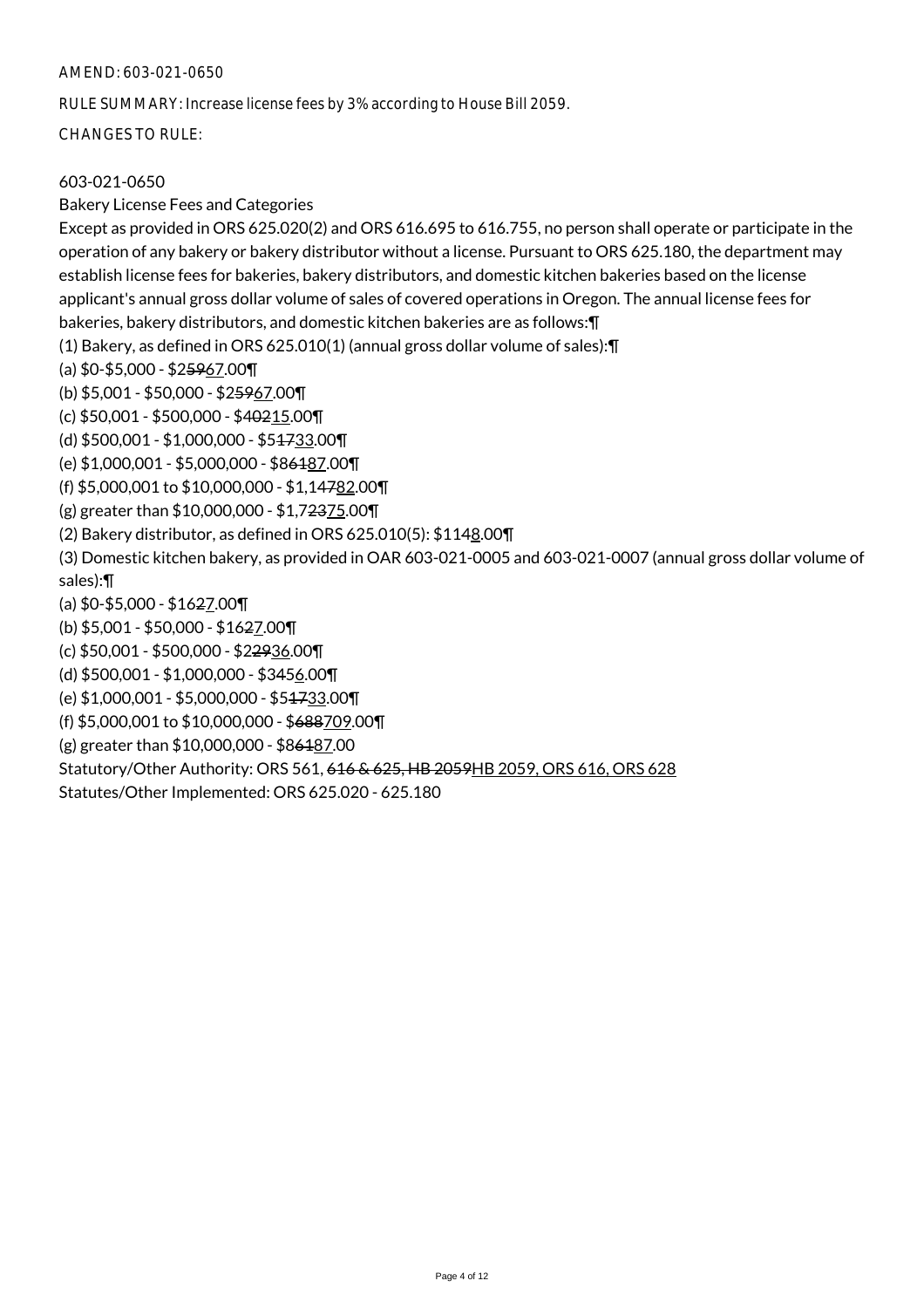AMEND: 603-021-0650

RULE SUMMARY: Increase license fees by 3% according to House Bill 2059.

CHANGES TO RULE:

603-021-0650

Bakery License Fees and Categories

Except as provided in ORS 625.020(2) and ORS 616.695 to 616.755, no person shall operate or participate in the operation of any bakery or bakery distributor without a license. Pursuant to ORS 625.180, the department may establish license fees for bakeries, bakery distributors, and domestic kitchen bakeries based on the license applicant's annual gross dollar volume of sales of covered operations in Oregon. The annual license fees for bakeries, bakery distributors, and domestic kitchen bakeries are as follows:¶

(1) Bakery, as defined in ORS 625.010(1) (annual gross dollar volume of sales):¶

(a) $0-$5,000 - $2~~59~~<u>67</u>.00¶

(b) $5,001 - $50,000 - $2~~59~~<u>67</u>.00¶

(c) $50,001 - $500,000 - $4~~02~~<u>15</u>.00¶

(d) $500,001 - $1,000,000 - $5~~17~~<u>33</u>.00¶

(e) $1,000,001 - $5,000,000 - $8~~61~~<u>87</u>.00¶

(f) $5,000,001 to $10,000,000 - $1,1~~47~~<u>82</u>.00¶

(g) greater than $10,000,000 - $1,7~~23~~<u>75</u>.00¶

(2) Bakery distributor, as defined in ORS 625.010(5): $114<u>8</u>.00¶

(3) Domestic kitchen bakery, as provided in OAR 603-021-0005 and 603-021-0007 (annual gross dollar volume of sales):¶

(a) $0-$5,000 - $16~~2~~<u>7</u>.00¶

(b) $5,001 - $50,000 - $16~~2~~<u>7</u>.00¶

(c) $50,001 - $500,000 - $2~~29~~<u>36</u>.00¶

(d) $500,001 - $1,000,000 - $34~~5~~<u>6</u>.00¶

(e) $1,000,001 - $5,000,000 - $5~~17~~<u>33</u>.00¶

(f) $5,000,001 to $10,000,000 - $~~688~~<u>709</u>.00¶

(g) greater than $10,000,000 - $8~~61~~<u>87</u>.00

Statutory/Other Authority: ORS 561, ~~616 & 625, HB 2059~~<u>HB 2059, ORS 616, ORS 628</u>

Statutes/Other Implemented: ORS 625.020 - 625.180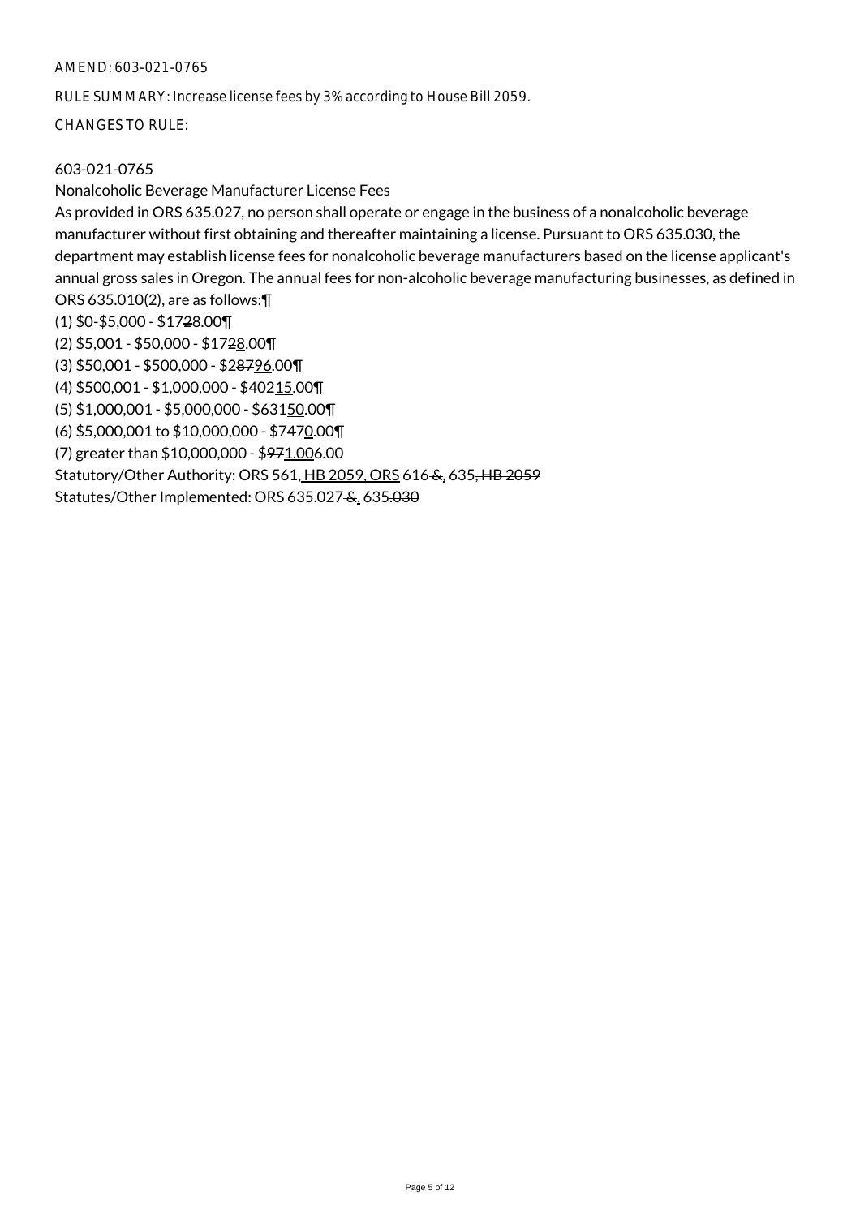AMEND: 603-021-0765

RULE SUMMARY: Increase license fees by 3% according to House Bill 2059.

CHANGES TO RULE:

603-021-0765

Nonalcoholic Beverage Manufacturer License Fees

As provided in ORS 635.027, no person shall operate or engage in the business of a nonalcoholic beverage manufacturer without first obtaining and thereafter maintaining a license. Pursuant to ORS 635.030, the department may establish license fees for nonalcoholic beverage manufacturers based on the license applicant's annual gross sales in Oregon. The annual fees for non-alcoholic beverage manufacturing businesses, as defined in ORS 635.010(2), are as follows:¶

(1) $0-$5,000 - $17~~2~~<u>8</u>.00¶

(2) $5,001 - $50,000 - $17~~2~~<u>8</u>.00¶

(3) $50,001 - $500,000 - $2~~87~~<u>96</u>.00¶

(4) $500,001 - $1,000,000 - $4~~02~~<u>15</u>.00¶

(5) $1,000,001 - $5,000,000 - $6~~31~~<u>50</u>.00¶

(6) $5,000,001 to $10,000,000 - $7~~4~~7<u>0</u>.00¶

(7) greater than $10,000,000 - $~~97~~<u>1,00</u>6.00

Statutory/Other Authority: ORS 561<u>, HB 2059, ORS</u> 616~~ &~~<u>,</u> 635~~, HB 2059~~

Statutes/Other Implemented: ORS 635.027~~ &~~<u>,</u> 635~~.030~~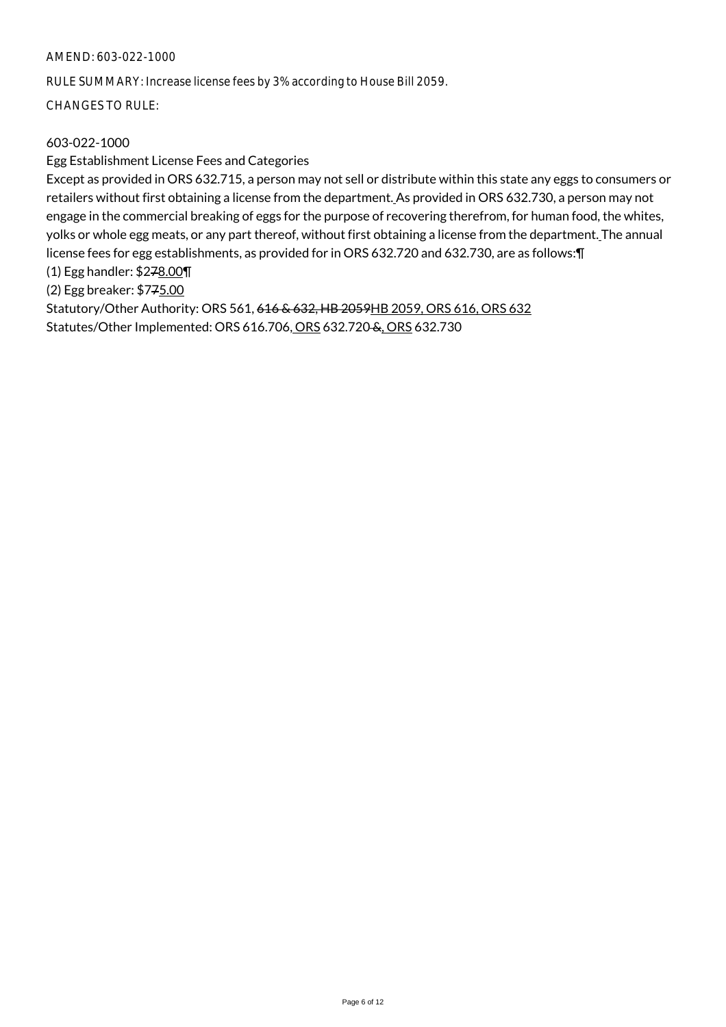AMEND: 603-022-1000

RULE SUMMARY: Increase license fees by 3% according to House Bill 2059.

CHANGES TO RULE:

603-022-1000

Egg Establishment License Fees and Categories

Except as provided in ORS 632.715, a person may not sell or distribute within this state any eggs to consumers or retailers without first obtaining a license from the department. As provided in ORS 632.730, a person may not engage in the commercial breaking of eggs for the purpose of recovering therefrom, for human food, the whites, yolks or whole egg meats, or any part thereof, without first obtaining a license from the department. The annual license fees for egg establishments, as provided for in ORS 632.720 and 632.730, are as follows:¶

(1) Egg handler: $2~~7~~8.00¶

(2) Egg breaker: $7~~7~~5.00

Statutory/Other Authority: ORS 561, ~~616 & 632, HB 2059~~HB 2059, ORS 616, ORS 632

Statutes/Other Implemented: ORS 616.706, ORS 632.720 ~~&~~, ORS 632.730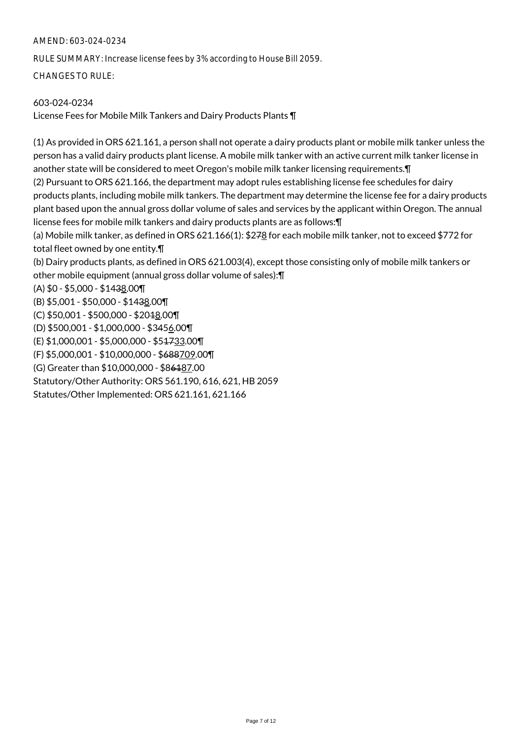AMEND: 603-024-0234

RULE SUMMARY: Increase license fees by 3% according to House Bill 2059.

CHANGES TO RULE:

603-024-0234
License Fees for Mobile Milk Tankers and Dairy Products Plants ¶

(1) As provided in ORS 621.161, a person shall not operate a dairy products plant or mobile milk tanker unless the person has a valid dairy products plant license. A mobile milk tanker with an active current milk tanker license in another state will be considered to meet Oregon's mobile milk tanker licensing requirements.¶
(2) Pursuant to ORS 621.166, the department may adopt rules establishing license fee schedules for dairy products plants, including mobile milk tankers. The department may determine the license fee for a dairy products plant based upon the annual gross dollar volume of sales and services by the applicant within Oregon. The annual license fees for mobile milk tankers and dairy products plants are as follows:¶
(a) Mobile milk tanker, as defined in ORS 621.166(1): $2~~7~~<u>8</u> for each mobile milk tanker, not to exceed $772 for total fleet owned by one entity.¶
(b) Dairy products plants, as defined in ORS 621.003(4), except those consisting only of mobile milk tankers or other mobile equipment (annual gross dollar volume of sales):¶
(A) $0 - $5,000 - $14~~3~~<u>8</u>.00¶
(B) $5,001 - $50,000 - $14~~3~~<u>8</u>.00¶
(C) $50,001 - $500,000 - $20~~1~~<u>8</u>.00¶
(D) $500,001 - $1,000,000 - $34~~5~~<u>6</u>.00¶
(E) $1,000,001 - $5,000,000 - $5~~17~~<u>33</u>.00¶
(F) $5,000,001 - $10,000,000 - $~~688~~<u>709</u>.00¶
(G) Greater than $10,000,000 - $8~~61~~<u>87</u>.00
Statutory/Other Authority: ORS 561.190, 616, 621, HB 2059
Statutes/Other Implemented: ORS 621.161, 621.166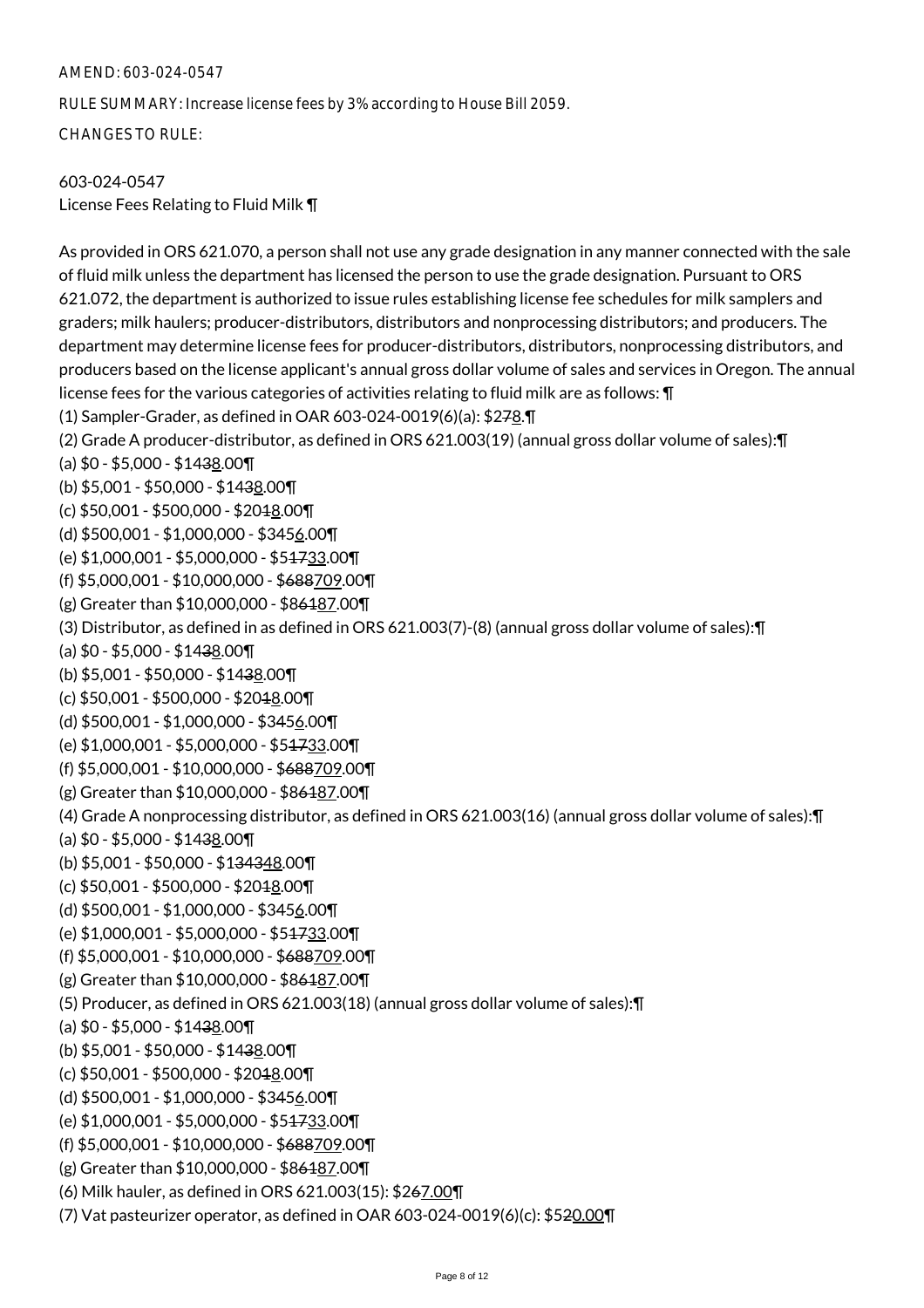AMEND: 603-024-0547

RULE SUMMARY: Increase license fees by 3% according to House Bill 2059.

CHANGES TO RULE:

603-024-0547
License Fees Relating to Fluid Milk ¶

As provided in ORS 621.070, a person shall not use any grade designation in any manner connected with the sale of fluid milk unless the department has licensed the person to use the grade designation. Pursuant to ORS 621.072, the department is authorized to issue rules establishing license fee schedules for milk samplers and graders; milk haulers; producer-distributors, distributors and nonprocessing distributors; and producers. The department may determine license fees for producer-distributors, distributors, nonprocessing distributors, and producers based on the license applicant's annual gross dollar volume of sales and services in Oregon. The annual license fees for the various categories of activities relating to fluid milk are as follows: ¶

(1) Sampler-Grader, as defined in OAR 603-024-0019(6)(a): $2~~7~~<u>8</u>.¶

(2) Grade A producer-distributor, as defined in ORS 621.003(19) (annual gross dollar volume of sales):¶

(a) $0 - $5,000 - $14~~3~~<u>8</u>.00¶

(b) $5,001 - $50,000 - $14~~3~~<u>8</u>.00¶

(c) $50,001 - $500,000 - $20~~1~~<u>8</u>.00¶

(d) $500,001 - $1,000,000 - $34~~5~~<u>6</u>.00¶

(e) $1,000,001 - $5,000,000 - $5~~17~~<u>33</u>.00¶

(f) $5,000,001 - $10,000,000 - $~~688~~<u>709</u>.00¶

(g) Greater than $10,000,000 - $86~~1~~<u>87</u>.00¶

(3) Distributor, as defined in as defined in ORS 621.003(7)-(8) (annual gross dollar volume of sales):¶

(a) $0 - $5,000 - $14~~3~~<u>8</u>.00¶

(b) $5,001 - $50,000 - $14~~3~~<u>8</u>.00¶

(c) $50,001 - $500,000 - $20~~1~~<u>8</u>.00¶

(d) $500,001 - $1,000,000 - $34~~5~~<u>6</u>.00¶

(e) $1,000,001 - $5,000,000 - $5~~17~~<u>33</u>.00¶

(f) $5,000,001 - $10,000,000 - $~~688~~<u>709</u>.00¶

(g) Greater than $10,000,000 - $86~~1~~<u>87</u>.00¶

(4) Grade A nonprocessing distributor, as defined in ORS 621.003(16) (annual gross dollar volume of sales):¶

(a) $0 - $5,000 - $14~~3~~<u>8</u>.00¶

(b) $5,001 - $50,000 - $1~~343~~<u>48</u>.00¶

(c) $50,001 - $500,000 - $20~~1~~<u>8</u>.00¶

(d) $500,001 - $1,000,000 - $34~~5~~<u>6</u>.00¶

(e) $1,000,001 - $5,000,000 - $5~~17~~<u>33</u>.00¶

(f) $5,000,001 - $10,000,000 - $~~688~~<u>709</u>.00¶

(g) Greater than $10,000,000 - $86~~1~~<u>87</u>.00¶

(5) Producer, as defined in ORS 621.003(18) (annual gross dollar volume of sales):¶

(a) $0 - $5,000 - $14~~3~~<u>8</u>.00¶

(b) $5,001 - $50,000 - $14~~3~~<u>8</u>.00¶

(c) $50,001 - $500,000 - $20~~1~~<u>8</u>.00¶

(d) $500,001 - $1,000,000 - $34~~5~~<u>6</u>.00¶

(e) $1,000,001 - $5,000,000 - $5~~17~~<u>33</u>.00¶

(f) $5,000,001 - $10,000,000 - $~~688~~<u>709</u>.00¶

(g) Greater than $10,000,000 - $86~~1~~<u>87</u>.00¶

(6) Milk hauler, as defined in ORS 621.003(15): $2~~6~~<u>7.00</u>¶

(7) Vat pasteurizer operator, as defined in OAR 603-024-0019(6)(c): $5~~2~~<u>0.00</u>¶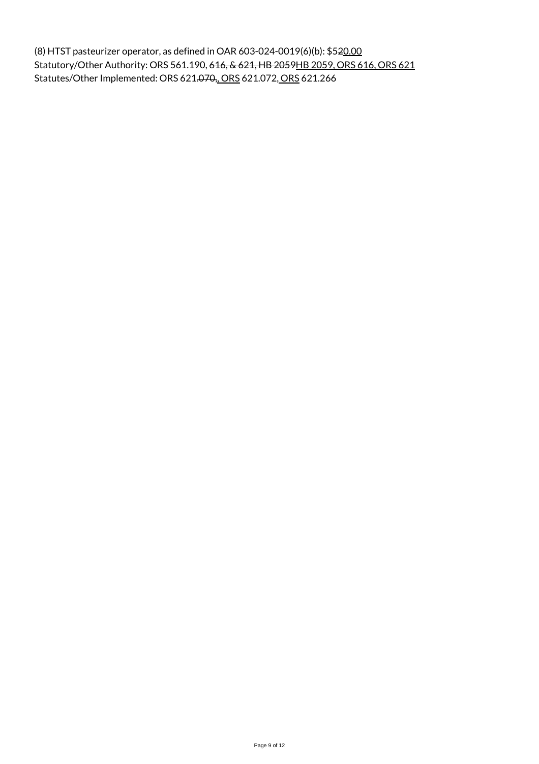(8) HTST pasteurizer operator, as defined in OAR 603-024-0019(6)(b): $5~~2~~<u>0.00</u>
Statutory/Other Authority: ORS 561.190, ~~616, & 621, HB 2059~~<u>HB 2059, ORS 616, ORS 621</u>
Statutes/Other Implemented: ORS 621~~.070,~~<u>, ORS</u> 621.072<u>, ORS</u> 621.266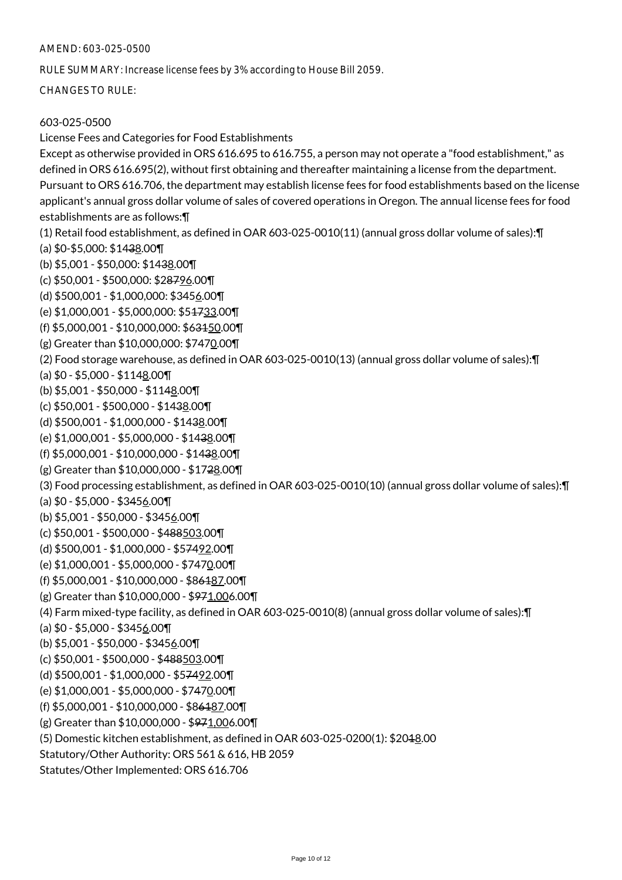AMEND: 603-025-0500

RULE SUMMARY: Increase license fees by 3% according to House Bill 2059.

CHANGES TO RULE:

603-025-0500
License Fees and Categories for Food Establishments

Except as otherwise provided in ORS 616.695 to 616.755, a person may not operate a "food establishment," as defined in ORS 616.695(2), without first obtaining and thereafter maintaining a license from the department. Pursuant to ORS 616.706, the department may establish license fees for food establishments based on the license applicant's annual gross dollar volume of sales of covered operations in Oregon. The annual license fees for food establishments are as follows:¶

(1) Retail food establishment, as defined in OAR 603-025-0010(11) (annual gross dollar volume of sales):¶

(a) $0-$5,000: $14~~3~~<u>8</u>.00¶

(b) $5,001 - $50,000: $14~~3~~<u>8</u>.00¶

(c) $50,001 - $500,000: $2~~87~~<u>96</u>.00¶

(d) $500,001 - $1,000,000: $345<u>6</u>.00¶

(e) $1,000,001 - $5,000,000: $5~~17~~<u>33</u>.00¶

(f) $5,000,001 - $10,000,000: $6~~31~~<u>50</u>.00¶

(g) Greater than $10,000,000: $747<u>0</u>.00¶

(2) Food storage warehouse, as defined in OAR 603-025-0010(13) (annual gross dollar volume of sales):¶

(a) $0 - $5,000 - $114<u>8</u>.00¶

(b) $5,001 - $50,000 - $114<u>8</u>.00¶

(c) $50,001 - $500,000 - $14~~3~~<u>8</u>.00¶

(d) $500,001 - $1,000,000 - $14~~3~~<u>8</u>.00¶

(e) $1,000,001 - $5,000,000 - $14~~3~~<u>8</u>.00¶

(f) $5,000,001 - $10,000,000 - $14~~3~~<u>8</u>.00¶

(g) Greater than $10,000,000 - $17~~2~~<u>8</u>.00¶

(3) Food processing establishment, as defined in OAR 603-025-0010(10) (annual gross dollar volume of sales):¶

(a) $0 - $5,000 - $345<u>6</u>.00¶

(b) $5,001 - $50,000 - $345<u>6</u>.00¶

(c) $50,001 - $500,000 - $4~~88~~<u>503</u>.00¶

(d) $500,001 - $1,000,000 - $5~~74~~<u>92</u>.00¶

(e) $1,000,001 - $5,000,000 - $747<u>0</u>.00¶

(f) $5,000,001 - $10,000,000 - $8~~61~~<u>87</u>.00¶

(g) Greater than $10,000,000 - $~~971~~<u>1,00</u>6.00¶

(4) Farm mixed-type facility, as defined in OAR 603-025-0010(8) (annual gross dollar volume of sales):¶

(a) $0 - $5,000 - $345<u>6</u>.00¶

(b) $5,001 - $50,000 - $345<u>6</u>.00¶

(c) $50,001 - $500,000 - $4~~88~~<u>503</u>.00¶

(d) $500,001 - $1,000,000 - $5~~74~~<u>92</u>.00¶

(e) $1,000,001 - $5,000,000 - $747<u>0</u>.00¶

(f) $5,000,001 - $10,000,000 - $8~~61~~<u>87</u>.00¶

(g) Greater than $10,000,000 - $~~971~~<u>1,00</u>6.00¶

(5) Domestic kitchen establishment, as defined in OAR 603-025-0200(1): $20~~1~~<u>8</u>.00

Statutory/Other Authority: ORS 561 & 616, HB 2059

Statutes/Other Implemented: ORS 616.706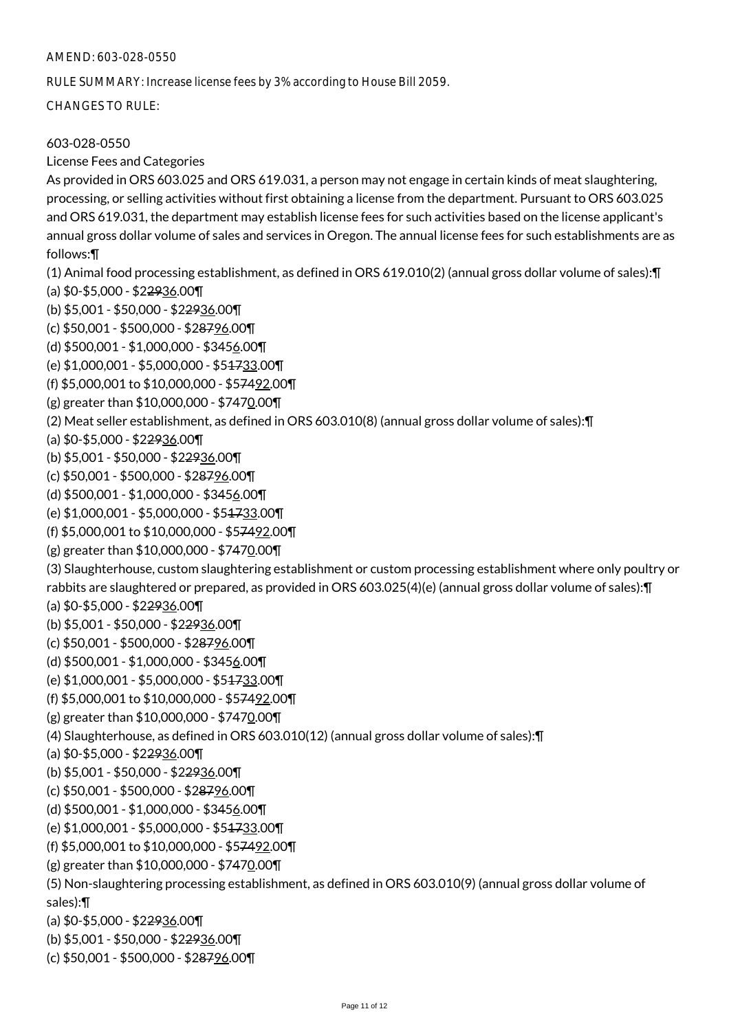AMEND: 603-028-0550

RULE SUMMARY: Increase license fees by 3% according to House Bill 2059.

CHANGES TO RULE:

603-028-0550

License Fees and Categories

As provided in ORS 603.025 and ORS 619.031, a person may not engage in certain kinds of meat slaughtering, processing, or selling activities without first obtaining a license from the department. Pursuant to ORS 603.025 and ORS 619.031, the department may establish license fees for such activities based on the license applicant's annual gross dollar volume of sales and services in Oregon. The annual license fees for such establishments are as follows:¶

(1) Animal food processing establishment, as defined in ORS 619.010(2) (annual gross dollar volume of sales):¶

(a) $0-$5,000 - $2~~29~~<u>36</u>.00¶

(b) $5,001 - $50,000 - $2~~29~~<u>36</u>.00¶

(c) $50,001 - $500,000 - $2~~87~~<u>96</u>.00¶

(d) $500,001 - $1,000,000 - $3~~4~~5<u>6</u>.00¶

(e) $1,000,001 - $5,000,000 - $5~~17~~<u>33</u>.00¶

(f) $5,000,001 to $10,000,000 - $5~~74~~<u>92</u>.00¶

(g) greater than $10,000,000 - $7~~4~~7<u>0</u>.00¶

(2) Meat seller establishment, as defined in ORS 603.010(8) (annual gross dollar volume of sales):¶

(a) $0-$5,000 - $2~~29~~<u>36</u>.00¶

(b) $5,001 - $50,000 - $2~~29~~<u>36</u>.00¶

(c) $50,001 - $500,000 - $2~~87~~<u>96</u>.00¶

(d) $500,001 - $1,000,000 - $3~~4~~5<u>6</u>.00¶

(e) $1,000,001 - $5,000,000 - $5~~17~~<u>33</u>.00¶

(f) $5,000,001 to $10,000,000 - $5~~74~~<u>92</u>.00¶

(g) greater than $10,000,000 - $7~~4~~7<u>0</u>.00¶

(3) Slaughterhouse, custom slaughtering establishment or custom processing establishment where only poultry or rabbits are slaughtered or prepared, as provided in ORS 603.025(4)(e) (annual gross dollar volume of sales):¶

(a) $0-$5,000 - $2~~29~~<u>36</u>.00¶

(b) $5,001 - $50,000 - $2~~29~~<u>36</u>.00¶

(c) $50,001 - $500,000 - $2~~87~~<u>96</u>.00¶

(d) $500,001 - $1,000,000 - $3~~4~~5<u>6</u>.00¶

(e) $1,000,001 - $5,000,000 - $5~~17~~<u>33</u>.00¶

(f) $5,000,001 to $10,000,000 - $5~~74~~<u>92</u>.00¶

(g) greater than $10,000,000 - $7~~4~~7<u>0</u>.00¶

(4) Slaughterhouse, as defined in ORS 603.010(12) (annual gross dollar volume of sales):¶

(a) $0-$5,000 - $2~~29~~<u>36</u>.00¶

(b) $5,001 - $50,000 - $2~~29~~<u>36</u>.00¶

(c) $50,001 - $500,000 - $2~~87~~<u>96</u>.00¶

(d) $500,001 - $1,000,000 - $3~~4~~5<u>6</u>.00¶

(e) $1,000,001 - $5,000,000 - $5~~17~~<u>33</u>.00¶

(f) $5,000,001 to $10,000,000 - $5~~74~~<u>92</u>.00¶

(g) greater than $10,000,000 - $7~~4~~7<u>0</u>.00¶

(5) Non-slaughtering processing establishment, as defined in ORS 603.010(9) (annual gross dollar volume of sales):¶

(a) $0-$5,000 - $2~~29~~<u>36</u>.00¶

(b) $5,001 - $50,000 - $2~~29~~<u>36</u>.00¶

(c) $50,001 - $500,000 - $2~~87~~<u>96</u>.00¶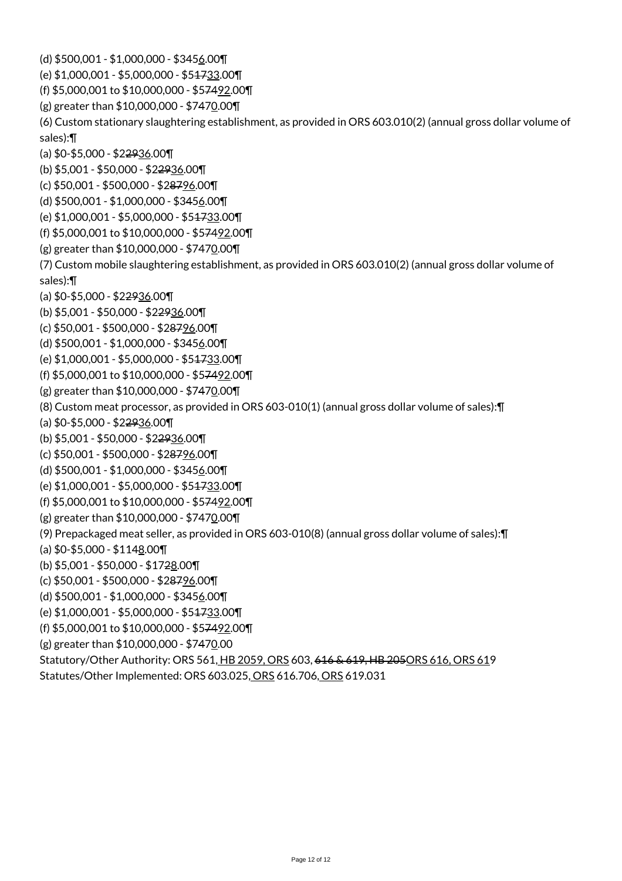(d) $500,001 - $1,000,000 - $3456.00¶

(e) $1,000,001 - $5,000,000 - $51733.00¶

(f) $5,000,001 to $10,000,000 - $57492.00¶

(g) greater than $10,000,000 - $7470.00¶

(6) Custom stationary slaughtering establishment, as provided in ORS 603.010(2) (annual gross dollar volume of sales):¶

(a) $0-$5,000 - $22936.00¶

(b) $5,001 - $50,000 - $22936.00¶

(c) $50,001 - $500,000 - $28796.00¶

(d) $500,001 - $1,000,000 - $3456.00¶

(e) $1,000,001 - $5,000,000 - $51733.00¶

(f) $5,000,001 to $10,000,000 - $57492.00¶

(g) greater than $10,000,000 - $7470.00¶

(7) Custom mobile slaughtering establishment, as provided in ORS 603.010(2) (annual gross dollar volume of sales):¶

(a) $0-$5,000 - $22936.00¶

(b) $5,001 - $50,000 - $22936.00¶

(c) $50,001 - $500,000 - $28796.00¶

(d) $500,001 - $1,000,000 - $3456.00¶

(e) $1,000,001 - $5,000,000 - $51733.00¶

(f) $5,000,001 to $10,000,000 - $57492.00¶

(g) greater than $10,000,000 - $7470.00¶

(8) Custom meat processor, as provided in ORS 603-010(1) (annual gross dollar volume of sales):¶

(a) $0-$5,000 - $22936.00¶

(b) $5,001 - $50,000 - $22936.00¶

(c) $50,001 - $500,000 - $28796.00¶

(d) $500,001 - $1,000,000 - $3456.00¶

(e) $1,000,001 - $5,000,000 - $51733.00¶

(f) $5,000,001 to $10,000,000 - $57492.00¶

(g) greater than $10,000,000 - $7470.00¶

(9) Prepackaged meat seller, as provided in ORS 603-010(8) (annual gross dollar volume of sales):¶

(a) $0-$5,000 - $1148.00¶

(b) $5,001 - $50,000 - $1728.00¶

(c) $50,001 - $500,000 - $28796.00¶

(d) $500,001 - $1,000,000 - $3456.00¶

(e) $1,000,001 - $5,000,000 - $51733.00¶

(f) $5,000,001 to $10,000,000 - $57492.00¶

(g) greater than $10,000,000 - $7470.00

Statutory/Other Authority: ORS 561, HB 2059, ORS 603, 616 & 619, HB 205ORS 616, ORS 619

Statutes/Other Implemented: ORS 603.025, ORS 616.706, ORS 619.031